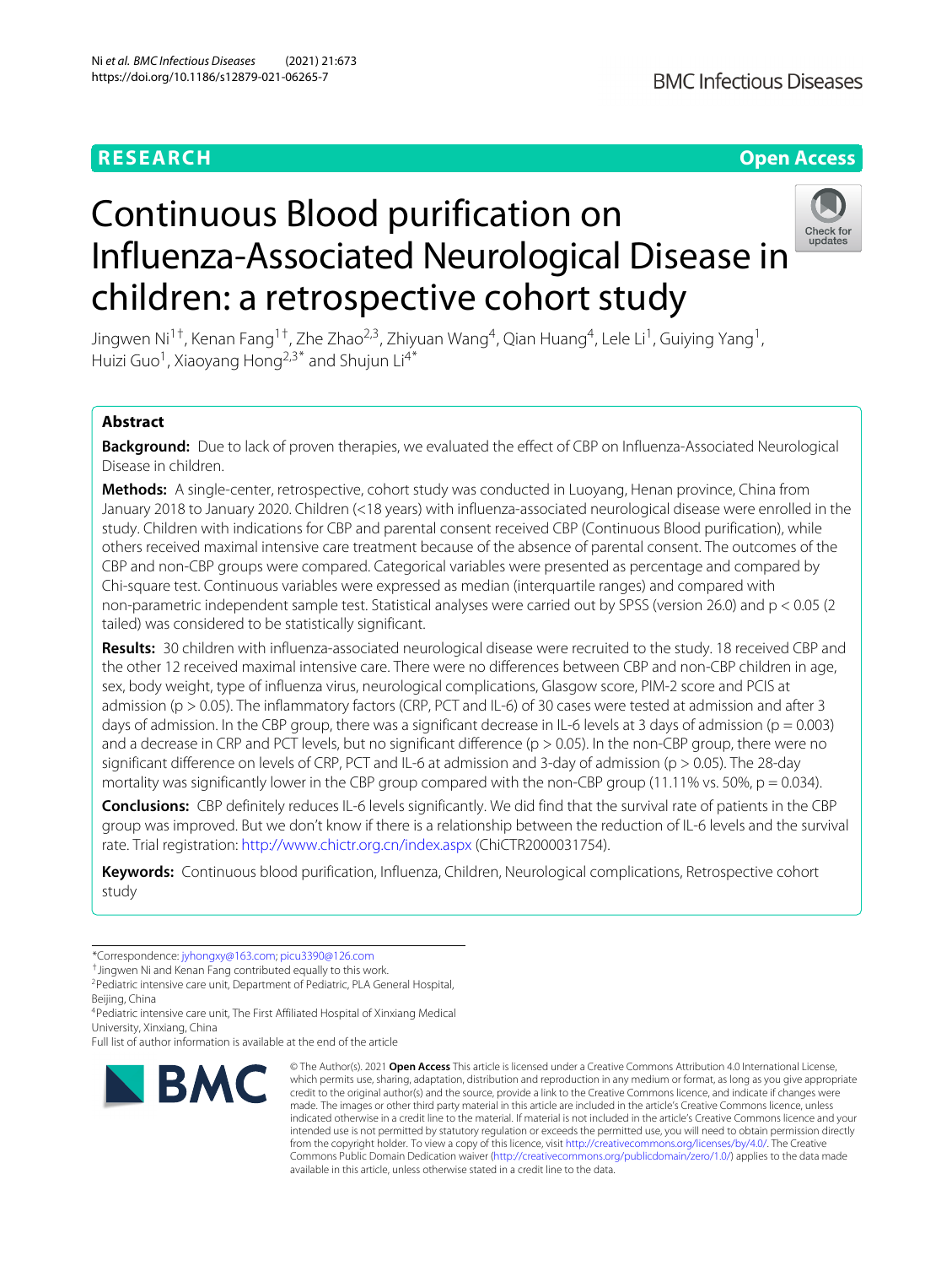RESEARCH

Open Access

# Continuous Blood purification on Influenza-Associated Neurological Disease in children: a retrospective cohort study

Jingwen Ni[1†], Kenan Fang[1†], Zhe Zhao[2,3], Zhiyuan Wang[4], Qian Huang[4], Lele Li[1], Guiying Yang[1], Huizi Guo[1], Xiaoyang Hong[2,3*] and Shujun Li[4*]

## Abstract

**Background:** Due to lack of proven therapies, we evaluated the effect of CBP on Influenza-Associated Neurological Disease in children.

**Methods:** A single-center, retrospective, cohort study was conducted in Luoyang, Henan province, China from January 2018 to January 2020. Children (<18 years) with influenza-associated neurological disease were enrolled in the study. Children with indications for CBP and parental consent received CBP (Continuous Blood purification), while others received maximal intensive care treatment because of the absence of parental consent. The outcomes of the CBP and non-CBP groups were compared. Categorical variables were presented as percentage and compared by Chi-square test. Continuous variables were expressed as median (interquartile ranges) and compared with non-parametric independent sample test. Statistical analyses were carried out by SPSS (version 26.0) and $p < 0.05$ (2 tailed) was considered to be statistically significant.

**Results:** 30 children with influenza-associated neurological disease were recruited to the study. 18 received CBP and the other 12 received maximal intensive care. There were no differences between CBP and non-CBP children in age, sex, body weight, type of influenza virus, neurological complications, Glasgow score, PIM-2 score and PCIS at admission ($p > 0.05$). The inflammatory factors (CRP, PCT and IL-6) of 30 cases were tested at admission and after 3 days of admission. In the CBP group, there was a significant decrease in IL-6 levels at 3 days of admission ($p = 0.003$) and a decrease in CRP and PCT levels, but no significant difference ($p > 0.05$). In the non-CBP group, there were no significant difference on levels of CRP, PCT and IL-6 at admission and 3-day of admission ($p > 0.05$). The 28-day mortality was significantly lower in the CBP group compared with the non-CBP group (11.11% vs. 50%, $p = 0.034$).

**Conclusions:** CBP definitely reduces IL-6 levels significantly. We did find that the survival rate of patients in the CBP group was improved. But we don't know if there is a relationship between the reduction of IL-6 levels and the survival rate. Trial registration: http://www.chictr.org.cn/index.aspx (ChiCTR2000031754).

**Keywords:** Continuous blood purification, Influenza, Children, Neurological complications, Retrospective cohort study

*Correspondence: jyhongxy@163.com; picu3390@126.com

† Jingwen Ni and Kenan Fang contributed equally to this work.

[2] Pediatric intensive care unit, Department of Pediatric, PLA General Hospital, Beijing, China

[4] Pediatric intensive care unit, The First Affiliated Hospital of Xinxiang Medical University, Xinxiang, China

Full list of author information is available at the end of the article

© The Author(s). 2021 **Open Access** This article is licensed under a Creative Commons Attribution 4.0 International License, which permits use, sharing, adaptation, distribution and reproduction in any medium or format, as long as you give appropriate credit to the original author(s) and the source, provide a link to the Creative Commons licence, and indicate if changes were made. The images or other third party material in this article are included in the article's Creative Commons licence, unless indicated otherwise in a credit line to the material. If material is not included in the article's Creative Commons licence and your intended use is not permitted by statutory regulation or exceeds the permitted use, you will need to obtain permission directly from the copyright holder. To view a copy of this licence, visit http://creativecommons.org/licenses/by/4.0/. The Creative Commons Public Domain Dedication waiver (http://creativecommons.org/publicdomain/zero/1.0/) applies to the data made available in this article, unless otherwise stated in a credit line to the data.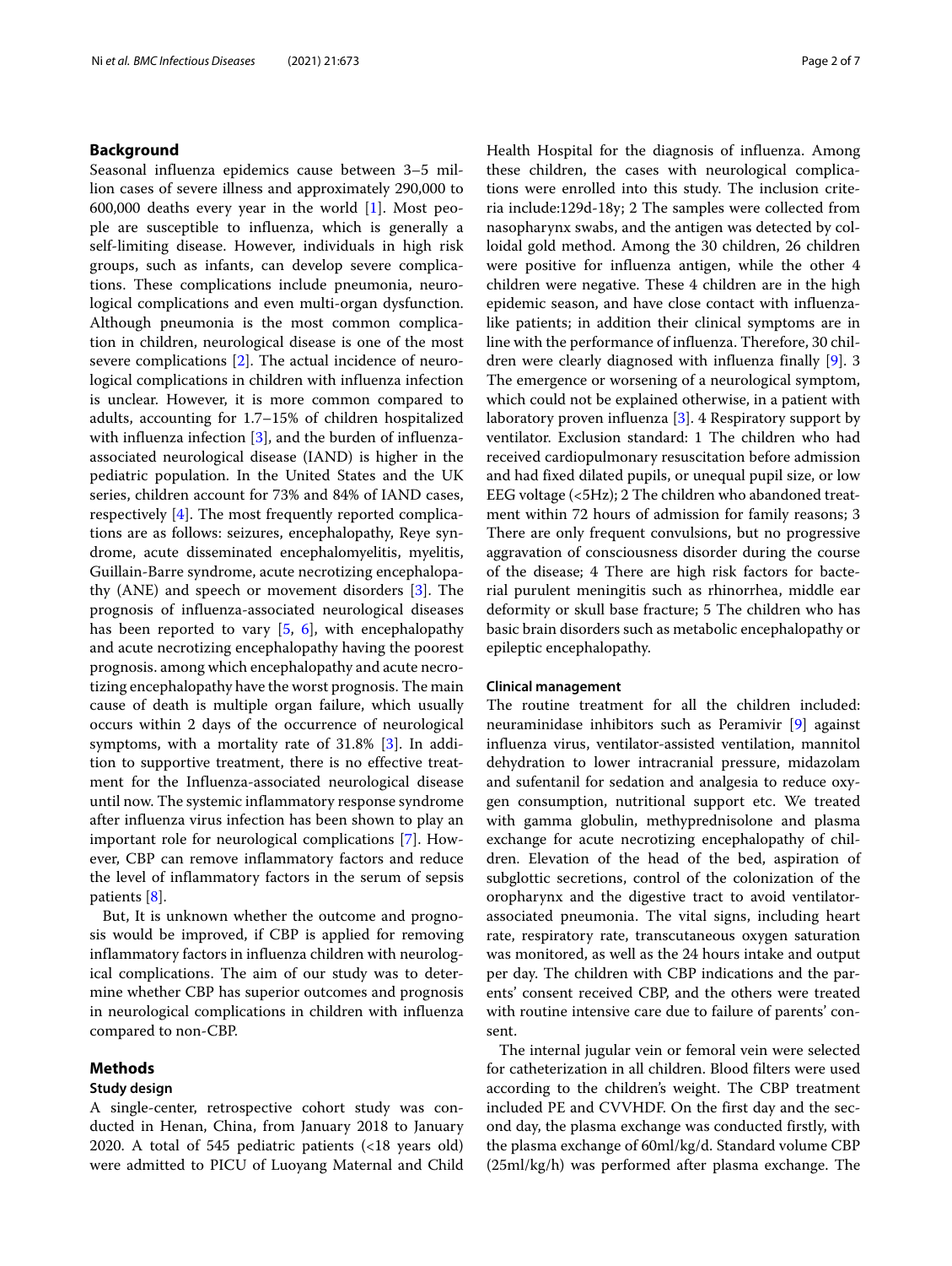## Background

Seasonal influenza epidemics cause between 3–5 million cases of severe illness and approximately 290,000 to 600,000 deaths every year in the world [1]. Most people are susceptible to influenza, which is generally a self-limiting disease. However, individuals in high risk groups, such as infants, can develop severe complications. These complications include pneumonia, neurological complications and even multi-organ dysfunction. Although pneumonia is the most common complication in children, neurological disease is one of the most severe complications [2]. The actual incidence of neurological complications in children with influenza infection is unclear. However, it is more common compared to adults, accounting for 1.7–15% of children hospitalized with influenza infection [3], and the burden of influenza-associated neurological disease (IAND) is higher in the pediatric population. In the United States and the UK series, children account for 73% and 84% of IAND cases, respectively [4]. The most frequently reported complications are as follows: seizures, encephalopathy, Reye syndrome, acute disseminated encephalomyelitis, myelitis, Guillain-Barre syndrome, acute necrotizing encephalopathy (ANE) and speech or movement disorders [3]. The prognosis of influenza-associated neurological diseases has been reported to vary [5, 6], with encephalopathy and acute necrotizing encephalopathy having the poorest prognosis. among which encephalopathy and acute necrotizing encephalopathy have the worst prognosis. The main cause of death is multiple organ failure, which usually occurs within 2 days of the occurrence of neurological symptoms, with a mortality rate of 31.8% [3]. In addition to supportive treatment, there is no effective treatment for the Influenza-associated neurological disease until now. The systemic inflammatory response syndrome after influenza virus infection has been shown to play an important role for neurological complications [7]. However, CBP can remove inflammatory factors and reduce the level of inflammatory factors in the serum of sepsis patients [8].

But, It is unknown whether the outcome and prognosis would be improved, if CBP is applied for removing inflammatory factors in influenza children with neurological complications. The aim of our study was to determine whether CBP has superior outcomes and prognosis in neurological complications in children with influenza compared to non-CBP.

## Methods

### Study design

A single-center, retrospective cohort study was conducted in Henan, China, from January 2018 to January 2020. A total of 545 pediatric patients (<18 years old) were admitted to PICU of Luoyang Maternal and Child Health Hospital for the diagnosis of influenza. Among these children, the cases with neurological complications were enrolled into this study. The inclusion criteria include:129d-18y; 2 The samples were collected from nasopharynx swabs, and the antigen was detected by colloidal gold method. Among the 30 children, 26 children were positive for influenza antigen, while the other 4 children were negative. These 4 children are in the high epidemic season, and have close contact with influenza-like patients; in addition their clinical symptoms are in line with the performance of influenza. Therefore, 30 children were clearly diagnosed with influenza finally [9]. 3 The emergence or worsening of a neurological symptom, which could not be explained otherwise, in a patient with laboratory proven influenza [3]. 4 Respiratory support by ventilator. Exclusion standard: 1 The children who had received cardiopulmonary resuscitation before admission and had fixed dilated pupils, or unequal pupil size, or low EEG voltage (<5Hz); 2 The children who abandoned treatment within 72 hours of admission for family reasons; 3 There are only frequent convulsions, but no progressive aggravation of consciousness disorder during the course of the disease; 4 There are high risk factors for bacterial purulent meningitis such as rhinorrhea, middle ear deformity or skull base fracture; 5 The children who has basic brain disorders such as metabolic encephalopathy or epileptic encephalopathy.

### Clinical management

The routine treatment for all the children included: neuraminidase inhibitors such as Peramivir [9] against influenza virus, ventilator-assisted ventilation, mannitol dehydration to lower intracranial pressure, midazolam and sufentanil for sedation and analgesia to reduce oxygen consumption, nutritional support etc. We treated with gamma globulin, methyprednisolone and plasma exchange for acute necrotizing encephalopathy of children. Elevation of the head of the bed, aspiration of subglottic secretions, control of the colonization of the oropharynx and the digestive tract to avoid ventilator-associated pneumonia. The vital signs, including heart rate, respiratory rate, transcutaneous oxygen saturation was monitored, as well as the 24 hours intake and output per day. The children with CBP indications and the parents' consent received CBP, and the others were treated with routine intensive care due to failure of parents' consent.

The internal jugular vein or femoral vein were selected for catheterization in all children. Blood filters were used according to the children's weight. The CBP treatment included PE and CVVHDF. On the first day and the second day, the plasma exchange was conducted firstly, with the plasma exchange of 60ml/kg/d. Standard volume CBP (25ml/kg/h) was performed after plasma exchange. The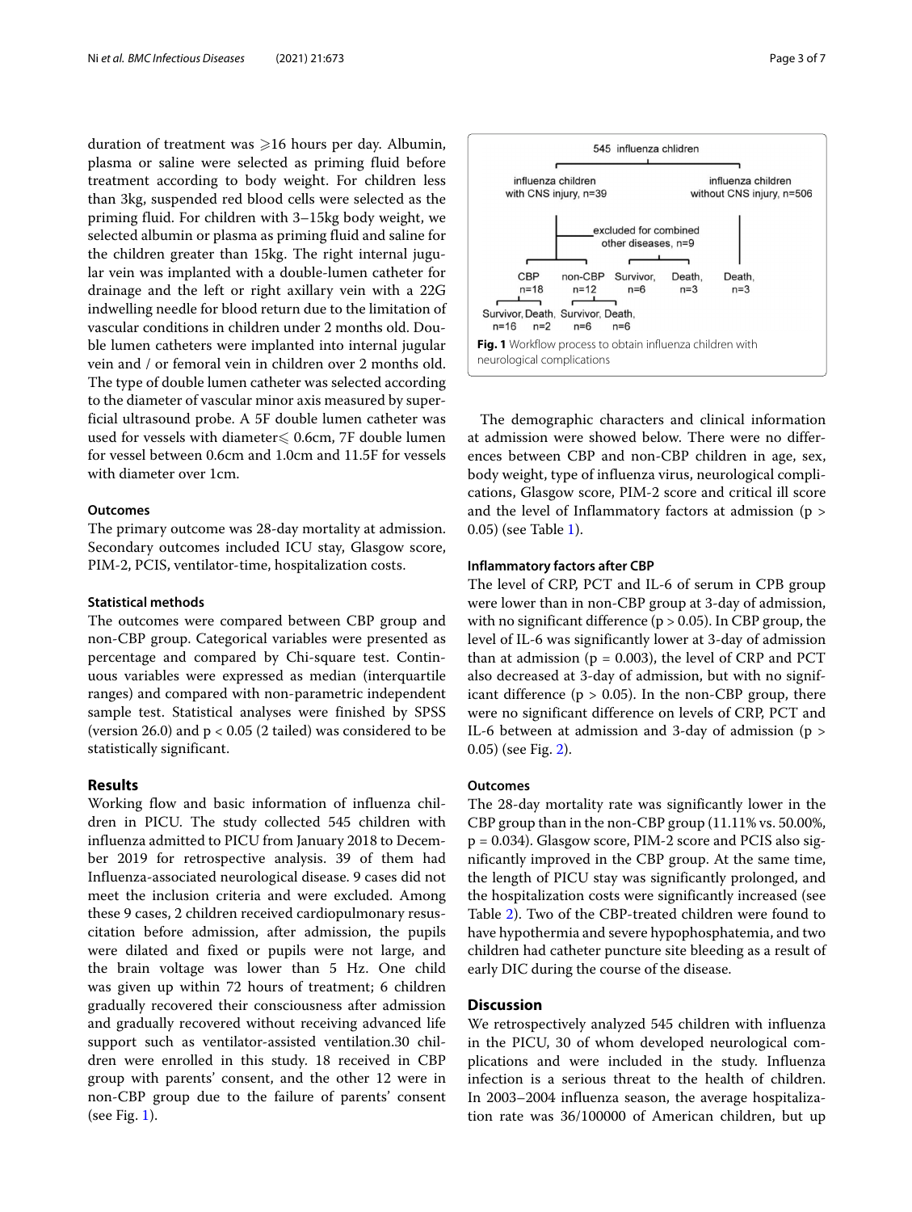duration of treatment was ⩾16 hours per day. Albumin, plasma or saline were selected as priming fluid before treatment according to body weight. For children less than 3kg, suspended red blood cells were selected as the priming fluid. For children with 3–15kg body weight, we selected albumin or plasma as priming fluid and saline for the children greater than 15kg. The right internal jugular vein was implanted with a double-lumen catheter for drainage and the left or right axillary vein with a 22G indwelling needle for blood return due to the limitation of vascular conditions in children under 2 months old. Double lumen catheters were implanted into internal jugular vein and / or femoral vein in children over 2 months old. The type of double lumen catheter was selected according to the diameter of vascular minor axis measured by superficial ultrasound probe. A 5F double lumen catheter was used for vessels with diameter⩽ 0.6cm, 7F double lumen for vessel between 0.6cm and 1.0cm and 11.5F for vessels with diameter over 1cm.

### Outcomes

The primary outcome was 28-day mortality at admission. Secondary outcomes included ICU stay, Glasgow score, PIM-2, PCIS, ventilator-time, hospitalization costs.

### Statistical methods

The outcomes were compared between CBP group and non-CBP group. Categorical variables were presented as percentage and compared by Chi-square test. Continuous variables were expressed as median (interquartile ranges) and compared with non-parametric independent sample test. Statistical analyses were finished by SPSS (version 26.0) and $p < 0.05$ (2 tailed) was considered to be statistically significant.

## Results

Working flow and basic information of influenza children in PICU. The study collected 545 children with influenza admitted to PICU from January 2018 to December 2019 for retrospective analysis. 39 of them had Influenza-associated neurological disease. 9 cases did not meet the inclusion criteria and were excluded. Among these 9 cases, 2 children received cardiopulmonary resuscitation before admission, after admission, the pupils were dilated and fixed or pupils were not large, and the brain voltage was lower than 5 Hz. One child was given up within 72 hours of treatment; 6 children gradually recovered their consciousness after admission and gradually recovered without receiving advanced life support such as ventilator-assisted ventilation.30 children were enrolled in this study. 18 received in CBP group with parents' consent, and the other 12 were in non-CBP group due to the failure of parents' consent (see Fig. 1).

**Fig. 1** Workflow process to obtain influenza children with neurological complications

The demographic characters and clinical information at admission were showed below. There were no differences between CBP and non-CBP children in age, sex, body weight, type of influenza virus, neurological complications, Glasgow score, PIM-2 score and critical ill score and the level of Inflammatory factors at admission ($p > 0.05$) (see Table 1).

### Inflammatory factors after CBP

The level of CRP, PCT and IL-6 of serum in CPB group were lower than in non-CBP group at 3-day of admission, with no significant difference ($p > 0.05$). In CBP group, the level of IL-6 was significantly lower at 3-day of admission than at admission ($p = 0.003$), the level of CRP and PCT also decreased at 3-day of admission, but with no significant difference ($p > 0.05$). In the non-CBP group, there were no significant difference on levels of CRP, PCT and IL-6 between at admission and 3-day of admission ($p > 0.05$) (see Fig. 2).

### Outcomes

The 28-day mortality rate was significantly lower in the CBP group than in the non-CBP group (11.11% vs. 50.00%, $p = 0.034$). Glasgow score, PIM-2 score and PCIS also significantly improved in the CBP group. At the same time, the length of PICU stay was significantly prolonged, and the hospitalization costs were significantly increased (see Table 2). Two of the CBP-treated children were found to have hypothermia and severe hypophosphatemia, and two children had catheter puncture site bleeding as a result of early DIC during the course of the disease.

## Discussion

We retrospectively analyzed 545 children with influenza in the PICU, 30 of whom developed neurological complications and were included in the study. Influenza infection is a serious threat to the health of children. In 2003–2004 influenza season, the average hospitalization rate was 36/100000 of American children, but up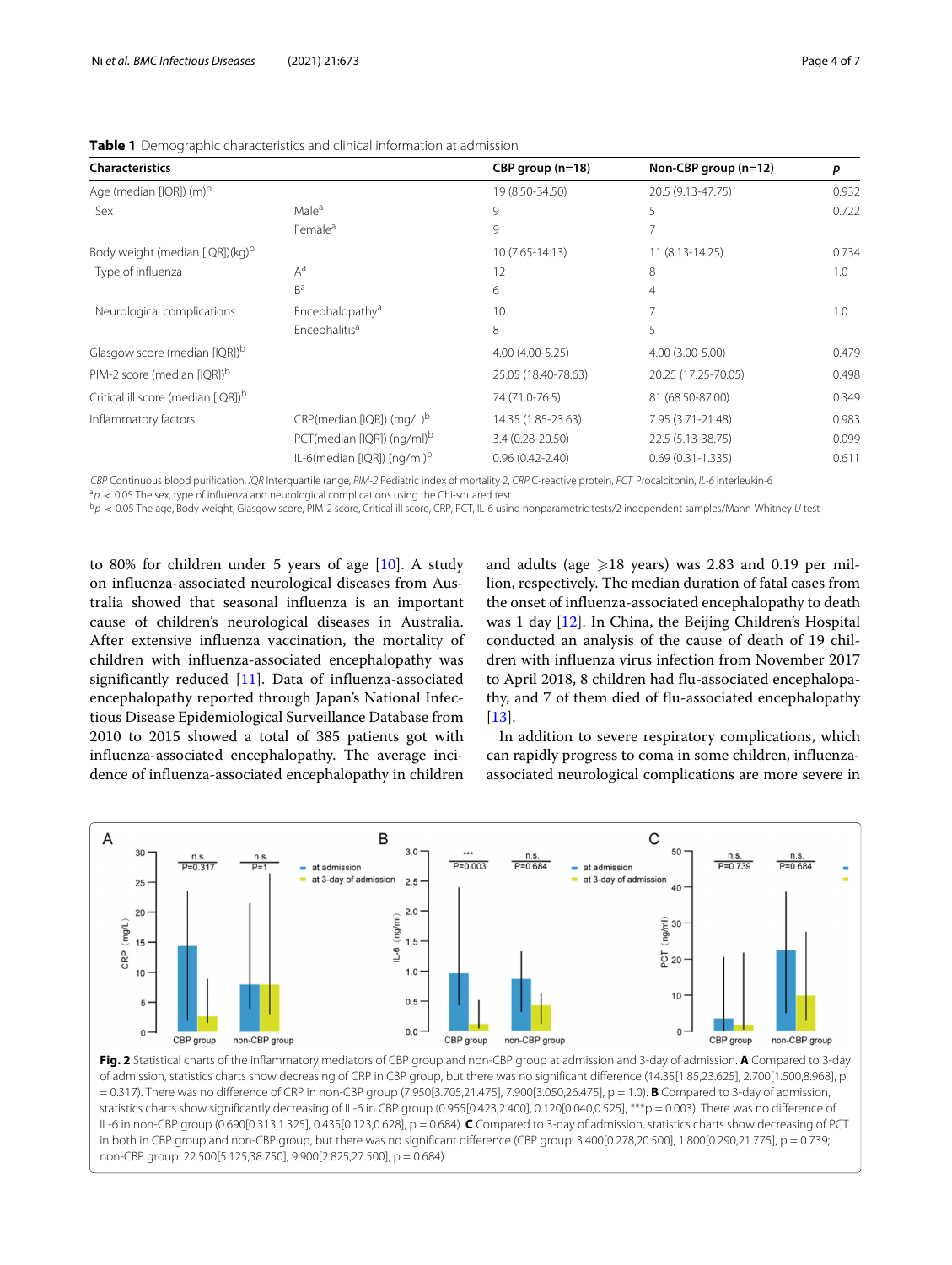**Table 1** Demographic characteristics and clinical information at admission

| Characteristics | | CBP group (n=18) | Non-CBP group (n=12) | *p* |
|---|---|---|---|---|
| Age (median [IQR]) (m)[b] | | 19 (8.50-34.50) | 20.5 (9.13-47.75) | 0.932 |
| Sex | Male[a] | 9 | 5 | 0.722 |
| | Female[a] | 9 | 7 | |
| Body weight (median [IQR])(kg)[b] | | 10 (7.65-14.13) | 11 (8.13-14.25) | 0.734 |
| Type of influenza | A[a] | 12 | 8 | 1.0 |
| | B[a] | 6 | 4 | |
| Neurological complications | Encephalopathy[a] | 10 | 7 | 1.0 |
| | Encephalitis[a] | 8 | 5 | |
| Glasgow score (median [IQR])[b] | | 4.00 (4.00-5.25) | 4.00 (3.00-5.00) | 0.479 |
| PIM-2 score (median [IQR])[b] | | 25.05 (18.40-78.63) | 20.25 (17.25-70.05) | 0.498 |
| Critical ill score (median [IQR])[b] | | 74 (71.0-76.5) | 81 (68.50-87.00) | 0.349 |
| Inflammatory factors | CRP(median [IQR]) (mg/L)[b] | 14.35 (1.85-23.63) | 7.95 (3.71-21.48) | 0.983 |
| | PCT(median [IQR]) (ng/ml)[b] | 3.4 (0.28-20.50) | 22.5 (5.13-38.75) | 0.099 |
| | IL-6(median [IQR]) (ng/ml)[b] | 0.96 (0.42-2.40) | 0.69 (0.31-1.335) | 0.611 |

*CBP* Continuous blood purification, *IQR* Interquartile range, *PIM-2* Pediatric index of mortality 2, *CRP* C-reactive protein, *PCT* Procalcitonin, *IL-6* interleukin-6

[a] $p < 0.05$ The sex, type of influenza and neurological complications using the Chi-squared test

[b] $p < 0.05$ The age, Body weight, Glasgow score, PIM-2 score, Critical ill score, CRP, PCT, IL-6 using nonparametric tests/2 independent samples/Mann-Whitney *U* test

to 80% for children under 5 years of age [10]. A study on influenza-associated neurological diseases from Australia showed that seasonal influenza is an important cause of children's neurological diseases in Australia. After extensive influenza vaccination, the mortality of children with influenza-associated encephalopathy was significantly reduced [11]. Data of influenza-associated encephalopathy reported through Japan's National Infectious Disease Epidemiological Surveillance Database from 2010 to 2015 showed a total of 385 patients got with influenza-associated encephalopathy. The average incidence of influenza-associated encephalopathy in children and adults (age ⩾18 years) was 2.83 and 0.19 per million, respectively. The median duration of fatal cases from the onset of influenza-associated encephalopathy to death was 1 day [12]. In China, the Beijing Children's Hospital conducted an analysis of the cause of death of 19 children with influenza virus infection from November 2017 to April 2018, 8 children had flu-associated encephalopathy, and 7 of them died of flu-associated encephalopathy [13].

In addition to severe respiratory complications, which can rapidly progress to coma in some children, influenza-associated neurological complications are more severe in

**Fig. 2** Statistical charts of the inflammatory mediators of CBP group and non-CBP group at admission and 3-day of admission. **A** Compared to 3-day of admission, statistics charts show decreasing of CRP in CBP group, but there was no significant difference (14.35[1.85,23.625], 2.700[1.500,8.968], p = 0.317). There was no difference of CRP in non-CBP group (7.950[3.705,21.475], 7.900[3.050,26.475], p = 1.0). **B** Compared to 3-day of admission, statistics charts show significantly decreasing of IL-6 in CBP group (0.955[0.423,2.400], 0.120[0.040,0.525], ***p = 0.003). There was no difference of IL-6 in non-CBP group (0.690[0.313,1.325], 0.435[0.123,0.628], p = 0.684). **C** Compared to 3-day of admission, statistics charts show decreasing of PCT in both in CBP group and non-CBP group, but there was no significant difference (CBP group: 3.400[0.278,20.500], 1.800[0.290,21.775], p = 0.739; non-CBP group: 22.500[5.125,38.750], 9.900[2.825,27.500], p = 0.684).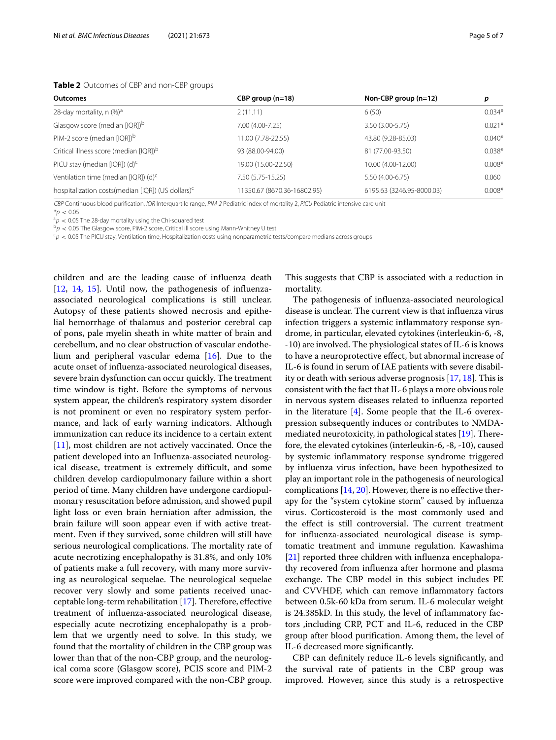**Table 2** Outcomes of CBP and non-CBP groups

| Outcomes | CBP group (n=18) | Non-CBP group (n=12) | p |
|---|---|---|---|
| 28-day mortality, n (%)[a] | 2 (11.11) | 6 (50) | 0.034* |
| Glasgow score (median [IQR])[b] | 7.00 (4.00-7.25) | 3.50 (3.00-5.75) | 0.021* |
| PIM-2 score (median [IQR])[b] | 11.00 (7.78-22.55) | 43.80 (9.28-85.03) | 0.040* |
| Critical illness score (median [IQR])[b] | 93 (88.00-94.00) | 81 (77.00-93.50) | 0.038* |
| PICU stay (median [IQR]) (d)[c] | 19.00 (15.00-22.50) | 10.00 (4.00-12.00) | 0.008* |
| Ventilation time (median [IQR]) (d)[c] | 7.50 (5.75-15.25) | 5.50 (4.00-6.75) | 0.060 |
| hospitalization costs(median [IQR]) (US dollars)[c] | 11350.67 (8670.36-16802.95) | 6195.63 (3246.95-8000.03) | 0.008* |

*CBP* Continuous blood purification, *IQR* Interquartile range, *PIM-2* Pediatric index of mortality 2, *PICU* Pediatric intensive care unit

*$p < 0.05$

[a] $p < 0.05$ The 28-day mortality using the Chi-squared test

[b] $p < 0.05$ The Glasgow score, PIM-2 score, Critical ill score using Mann-Whitney U test

[c] $p < 0.05$ The PICU stay, Ventilation time, Hospitalization costs using nonparametric tests/compare medians across groups

children and are the leading cause of influenza death [12, 14, 15]. Until now, the pathogenesis of influenza-associated neurological complications is still unclear. Autopsy of these patients showed necrosis and epithelial hemorrhage of thalamus and posterior cerebral cap of pons, pale myelin sheath in white matter of brain and cerebellum, and no clear obstruction of vascular endothelium and peripheral vascular edema [16]. Due to the acute onset of influenza-associated neurological diseases, severe brain dysfunction can occur quickly. The treatment time window is tight. Before the symptoms of nervous system appear, the children's respiratory system disorder is not prominent or even no respiratory system performance, and lack of early warning indicators. Although immunization can reduce its incidence to a certain extent [11], most children are not actively vaccinated. Once the patient developed into an Influenza-associated neurological disease, treatment is extremely difficult, and some children develop cardiopulmonary failure within a short period of time. Many children have undergone cardiopulmonary resuscitation before admission, and showed pupil light loss or even brain herniation after admission, the brain failure will soon appear even if with active treatment. Even if they survived, some children will still have serious neurological complications. The mortality rate of acute necrotizing encephalopathy is 31.8%, and only 10% of patients make a full recovery, with many more surviving as neurological sequelae. The neurological sequelae recover very slowly and some patients received unacceptable long-term rehabilitation [17]. Therefore, effective treatment of influenza-associated neurological disease, especially acute necrotizing encephalopathy is a problem that we urgently need to solve. In this study, we found that the mortality of children in the CBP group was lower than that of the non-CBP group, and the neurological coma score (Glasgow score), PCIS score and PIM-2 score were improved compared with the non-CBP group. This suggests that CBP is associated with a reduction in mortality.

The pathogenesis of influenza-associated neurological disease is unclear. The current view is that influenza virus infection triggers a systemic inflammatory response syndrome, in particular, elevated cytokines (interleukin-6, -8, -10) are involved. The physiological states of IL-6 is knows to have a neuroprotective effect, but abnormal increase of IL-6 is found in serum of IAE patients with severe disability or death with serious adverse prognosis [17, 18]. This is consistent with the fact that IL-6 plays a more obvious role in nervous system diseases related to influenza reported in the literature [4]. Some people that the IL-6 overexpression subsequently induces or contributes to NMDA-mediated neurotoxicity, in pathological states [19]. Therefore, the elevated cytokines (interleukin-6, -8, -10), caused by systemic inflammatory response syndrome triggered by influenza virus infection, have been hypothesized to play an important role in the pathogenesis of neurological complications [14, 20]. However, there is no effective therapy for the "system cytokine storm" caused by influenza virus. Corticosteroid is the most commonly used and the effect is still controversial. The current treatment for influenza-associated neurological disease is symptomatic treatment and immune regulation. Kawashima [21] reported three children with influenza encephalopathy recovered from influenza after hormone and plasma exchange. The CBP model in this subject includes PE and CVVHDF, which can remove inflammatory factors between 0.5k-60 kDa from serum. IL-6 molecular weight is 24.385kD. In this study, the level of inflammatory factors ,including CRP, PCT and IL-6, reduced in the CBP group after blood purification. Among them, the level of IL-6 decreased more significantly.

CBP can definitely reduce IL-6 levels significantly, and the survival rate of patients in the CBP group was improved. However, since this study is a retrospective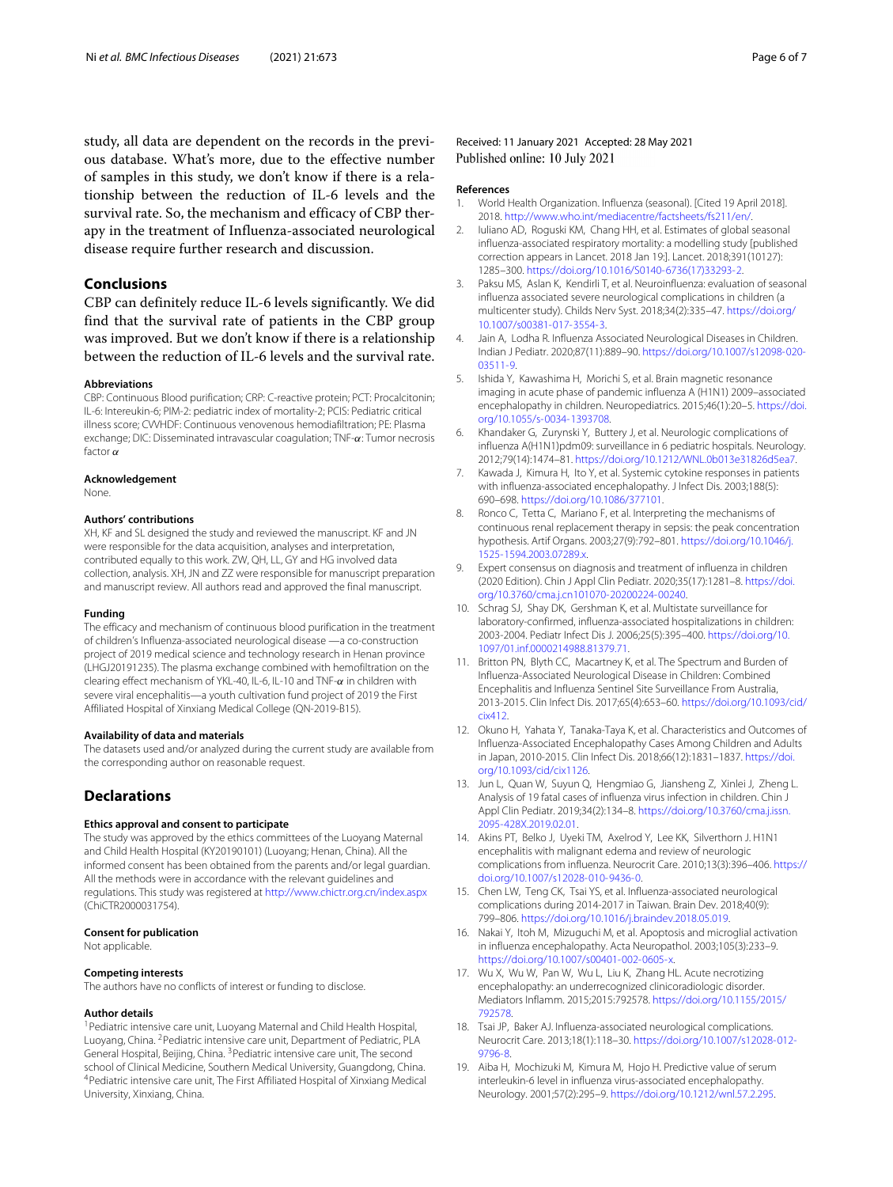study, all data are dependent on the records in the previous database. What's more, due to the effective number of samples in this study, we don't know if there is a relationship between the reduction of IL-6 levels and the survival rate. So, the mechanism and efficacy of CBP therapy in the treatment of Influenza-associated neurological disease require further research and discussion.

## Conclusions

CBP can definitely reduce IL-6 levels significantly. We did find that the survival rate of patients in the CBP group was improved. But we don't know if there is a relationship between the reduction of IL-6 levels and the survival rate.

### Abbreviations

CBP: Continuous Blood purification; CRP: C-reactive protein; PCT: Procalcitonin; IL-6: Intereukin-6; PIM-2: pediatric index of mortality-2; PCIS: Pediatric critical illness score; CVVHDF: Continuous venovenous hemodiafiltration; PE: Plasma exchange; DIC: Disseminated intravascular coagulation; TNF-$\alpha$: Tumor necrosis factor $\alpha$

### Acknowledgement

None.

### Authors' contributions

XH, KF and SL designed the study and reviewed the manuscript. KF and JN were responsible for the data acquisition, analyses and interpretation, contributed equally to this work. ZW, QH, LL, GY and HG involved data collection, analysis. XH, JN and ZZ were responsible for manuscript preparation and manuscript review. All authors read and approved the final manuscript.

### Funding

The efficacy and mechanism of continuous blood purification in the treatment of children's Influenza-associated neurological disease —a co-construction project of 2019 medical science and technology research in Henan province (LHGJ20191235). The plasma exchange combined with hemofiltration on the clearing effect mechanism of YKL-40, IL-6, IL-10 and TNF-$\alpha$ in children with severe viral encephalitis—a youth cultivation fund project of 2019 the First Affiliated Hospital of Xinxiang Medical College (QN-2019-B15).

### Availability of data and materials

The datasets used and/or analyzed during the current study are available from the corresponding author on reasonable request.

## Declarations

### Ethics approval and consent to participate

The study was approved by the ethics committees of the Luoyang Maternal and Child Health Hospital (KY20190101) (Luoyang; Henan, China). All the informed consent has been obtained from the parents and/or legal guardian. All the methods were in accordance with the relevant guidelines and regulations. This study was registered at http://www.chictr.org.cn/index.aspx (ChiCTR2000031754).

### Consent for publication

Not applicable.

### Competing interests

The authors have no conflicts of interest or funding to disclose.

### Author details

[1]Pediatric intensive care unit, Luoyang Maternal and Child Health Hospital, Luoyang, China. [2]Pediatric intensive care unit, Department of Pediatric, PLA General Hospital, Beijing, China. [3]Pediatric intensive care unit, The second school of Clinical Medicine, Southern Medical University, Guangdong, China. [4]Pediatric intensive care unit, The First Affiliated Hospital of Xinxiang Medical University, Xinxiang, China.

Received: 11 January 2021 Accepted: 28 May 2021
Published online: 10 July 2021

### References

1. World Health Organization. Influenza (seasonal). [Cited 19 April 2018]. 2018. http://www.who.int/mediacentre/factsheets/fs211/en/.
2. Iuliano AD, Roguski KM, Chang HH, et al. Estimates of global seasonal influenza-associated respiratory mortality: a modelling study [published correction appears in Lancet. 2018 Jan 19:]. Lancet. 2018;391(10127): 1285–300. https://doi.org/10.1016/S0140-6736(17)33293-2.
3. Paksu MS, Aslan K, Kendirli T, et al. Neuroinfluenza: evaluation of seasonal influenza associated severe neurological complications in children (a multicenter study). Childs Nerv Syst. 2018;34(2):335–47. https://doi.org/10.1007/s00381-017-3554-3.
4. Jain A, Lodha R. Influenza Associated Neurological Diseases in Children. Indian J Pediatr. 2020;87(11):889–90. https://doi.org/10.1007/s12098-020-03511-9.
5. Ishida Y, Kawashima H, Morichi S, et al. Brain magnetic resonance imaging in acute phase of pandemic influenza A (H1N1) 2009–associated encephalopathy in children. Neuropediatrics. 2015;46(1):20–5. https://doi.org/10.1055/s-0034-1393708.
6. Khandaker G, Zurynski Y, Buttery J, et al. Neurologic complications of influenza A(H1N1)pdm09: surveillance in 6 pediatric hospitals. Neurology. 2012;79(14):1474–81. https://doi.org/10.1212/WNL.0b013e31826d5ea7.
7. Kawada J, Kimura H, Ito Y, et al. Systemic cytokine responses in patients with influenza-associated encephalopathy. J Infect Dis. 2003;188(5): 690–698. https://doi.org/10.1086/377101.
8. Ronco C, Tetta C, Mariano F, et al. Interpreting the mechanisms of continuous renal replacement therapy in sepsis: the peak concentration hypothesis. Artif Organs. 2003;27(9):792–801. https://doi.org/10.1046/j.1525-1594.2003.07289.x.
9. Expert consensus on diagnosis and treatment of influenza in children (2020 Edition). Chin J Appl Clin Pediatr. 2020;35(17):1281–8. https://doi.org/10.3760/cma.j.cn101070-20200224-00240.
10. Schrag SJ, Shay DK, Gershman K, et al. Multistate surveillance for laboratory-confirmed, influenza-associated hospitalizations in children: 2003-2004. Pediatr Infect Dis J. 2006;25(5):395–400. https://doi.org/10.1097/01.inf.0000214988.81379.71.
11. Britton PN, Blyth CC, Macartney K, et al. The Spectrum and Burden of Influenza-Associated Neurological Disease in Children: Combined Encephalitis and Influenza Sentinel Site Surveillance From Australia, 2013-2015. Clin Infect Dis. 2017;65(4):653–60. https://doi.org/10.1093/cid/cix412.
12. Okuno H, Yahata Y, Tanaka-Taya K, et al. Characteristics and Outcomes of Influenza-Associated Encephalopathy Cases Among Children and Adults in Japan, 2010-2015. Clin Infect Dis. 2018;66(12):1831–1837. https://doi.org/10.1093/cid/cix1126.
13. Jun L, Quan W, Suyun Q, Hengmiao G, Jiansheng Z, Xinlei J, Zheng L. Analysis of 19 fatal cases of influenza virus infection in children. Chin J Appl Clin Pediatr. 2019;34(2):134–8. https://doi.org/10.3760/cma.j.issn.2095-428X.2019.02.01.
14. Akins PT, Belko J, Uyeki TM, Axelrod Y, Lee KK, Silverthorn J. H1N1 encephalitis with malignant edema and review of neurologic complications from influenza. Neurocrit Care. 2010;13(3):396–406. https://doi.org/10.1007/s12028-010-9436-0.
15. Chen LW, Teng CK, Tsai YS, et al. Influenza-associated neurological complications during 2014-2017 in Taiwan. Brain Dev. 2018;40(9): 799–806. https://doi.org/10.1016/j.braindev.2018.05.019.
16. Nakai Y, Itoh M, Mizuguchi M, et al. Apoptosis and microglial activation in influenza encephalopathy. Acta Neuropathol. 2003;105(3):233–9. https://doi.org/10.1007/s00401-002-0605-x.
17. Wu X, Wu W, Pan W, Wu L, Liu K, Zhang HL. Acute necrotizing encephalopathy: an underrecognized clinicoradiologic disorder. Mediators Inflamm. 2015;2015:792578. https://doi.org/10.1155/2015/792578.
18. Tsai JP, Baker AJ. Influenza-associated neurological complications. Neurocrit Care. 2013;18(1):118–30. https://doi.org/10.1007/s12028-012-9796-8.
19. Aiba H, Mochizuki M, Kimura M, Hojo H. Predictive value of serum interleukin-6 level in influenza virus-associated encephalopathy. Neurology. 2001;57(2):295–9. https://doi.org/10.1212/wnl.57.2.295.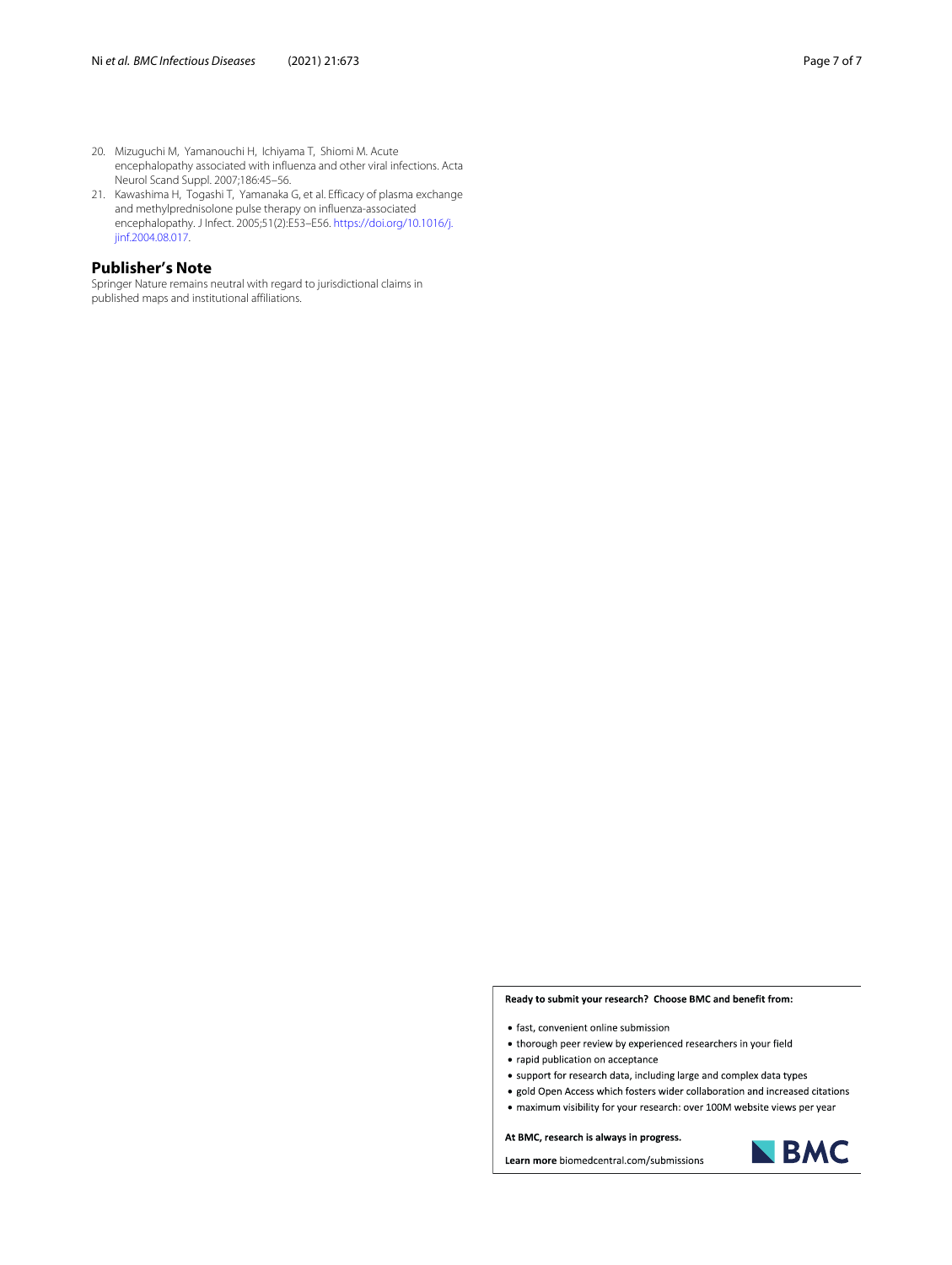20. Mizuguchi M, Yamanouchi H, Ichiyama T, Shiomi M. Acute encephalopathy associated with influenza and other viral infections. Acta Neurol Scand Suppl. 2007;186:45–56.
21. Kawashima H, Togashi T, Yamanaka G, et al. Efficacy of plasma exchange and methylprednisolone pulse therapy on influenza-associated encephalopathy. J Infect. 2005;51(2):E53–E56. https://doi.org/10.1016/j.jinf.2004.08.017.

## Publisher's Note

Springer Nature remains neutral with regard to jurisdictional claims in published maps and institutional affiliations.

**Ready to submit your research? Choose BMC and benefit from:**

- fast, convenient online submission
- thorough peer review by experienced researchers in your field
- rapid publication on acceptance
- support for research data, including large and complex data types
- gold Open Access which fosters wider collaboration and increased citations
- maximum visibility for your research: over 100M website views per year

**At BMC, research is always in progress.**

**Learn more** biomedcentral.com/submissions